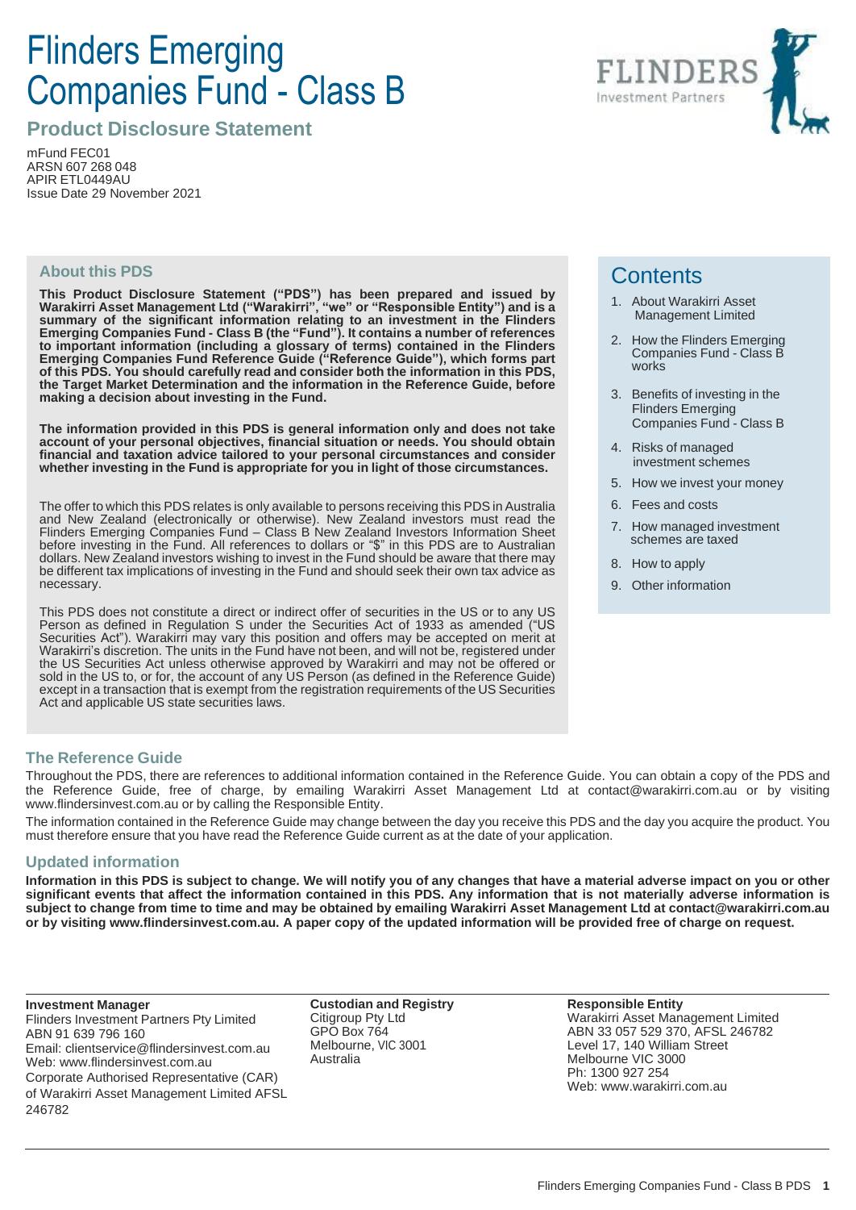# Flinders Emerging Companies Fund - Class B

## Product Disclosure Statement

mFund FEC01
ARSN 607 268 048
APIR ETL0449AU
Issue Date 29 November 2021

### About this PDS

**This Product Disclosure Statement ("PDS") has been prepared and issued by Warakirri Asset Management Ltd ("Warakirri", "we" or "Responsible Entity") and is a summary of the significant information relating to an investment in the Flinders Emerging Companies Fund - Class B (the "Fund"). It contains a number of references to important information (including a glossary of terms) contained in the Flinders Emerging Companies Fund Reference Guide ("Reference Guide"), which forms part of this PDS. You should carefully read and consider both the information in this PDS, the Target Market Determination and the information in the Reference Guide, before making a decision about investing in the Fund.**

**The information provided in this PDS is general information only and does not take account of your personal objectives, financial situation or needs. You should obtain financial and taxation advice tailored to your personal circumstances and consider whether investing in the Fund is appropriate for you in light of those circumstances.**

The offer to which this PDS relates is only available to persons receiving this PDS in Australia and New Zealand (electronically or otherwise). New Zealand investors must read the Flinders Emerging Companies Fund – Class B New Zealand Investors Information Sheet before investing in the Fund. All references to dollars or "$" in this PDS are to Australian dollars. New Zealand investors wishing to invest in the Fund should be aware that there may be different tax implications of investing in the Fund and should seek their own tax advice as necessary.

This PDS does not constitute a direct or indirect offer of securities in the US or to any US Person as defined in Regulation S under the Securities Act of 1933 as amended ("US Securities Act"). Warakirri may vary this position and offers may be accepted on merit at Warakirri's discretion. The units in the Fund have not been, and will not be, registered under the US Securities Act unless otherwise approved by Warakirri and may not be offered or sold in the US to, or for, the account of any US Person (as defined in the Reference Guide) except in a transaction that is exempt from the registration requirements of the US Securities Act and applicable US state securities laws.

## Contents

1. About Warakirri Asset Management Limited
2. How the Flinders Emerging Companies Fund - Class B works
3. Benefits of investing in the Flinders Emerging Companies Fund - Class B
4. Risks of managed investment schemes
5. How we invest your money
6. Fees and costs
7. How managed investment schemes are taxed
8. How to apply
9. Other information

### The Reference Guide

Throughout the PDS, there are references to additional information contained in the Reference Guide. You can obtain a copy of the PDS and the Reference Guide, free of charge, by emailing Warakirri Asset Management Ltd at contact@warakirri.com.au or by visiting www.flindersinvest.com.au or by calling the Responsible Entity.

The information contained in the Reference Guide may change between the day you receive this PDS and the day you acquire the product. You must therefore ensure that you have read the Reference Guide current as at the date of your application.

### Updated information

**Information in this PDS is subject to change. We will notify you of any changes that have a material adverse impact on you or other significant events that affect the information contained in this PDS. Any information that is not materially adverse information is subject to change from time to time and may be obtained by emailing Warakirri Asset Management Ltd at contact@warakirri.com.au or by visiting www.flindersinvest.com.au. A paper copy of the updated information will be provided free of charge on request.**

**Investment Manager**
Flinders Investment Partners Pty Limited
ABN 91 639 796 160
Email: clientservice@flindersinvest.com.au
Web: www.flindersinvest.com.au
Corporate Authorised Representative (CAR) of Warakirri Asset Management Limited AFSL 246782

**Custodian and Registry**
Citigroup Pty Ltd
GPO Box 764
Melbourne, VIC 3001
Australia

**Responsible Entity**
Warakirri Asset Management Limited
ABN 33 057 529 370, AFSL 246782
Level 17, 140 William Street
Melbourne VIC 3000
Ph: 1300 927 254
Web: www.warakirri.com.au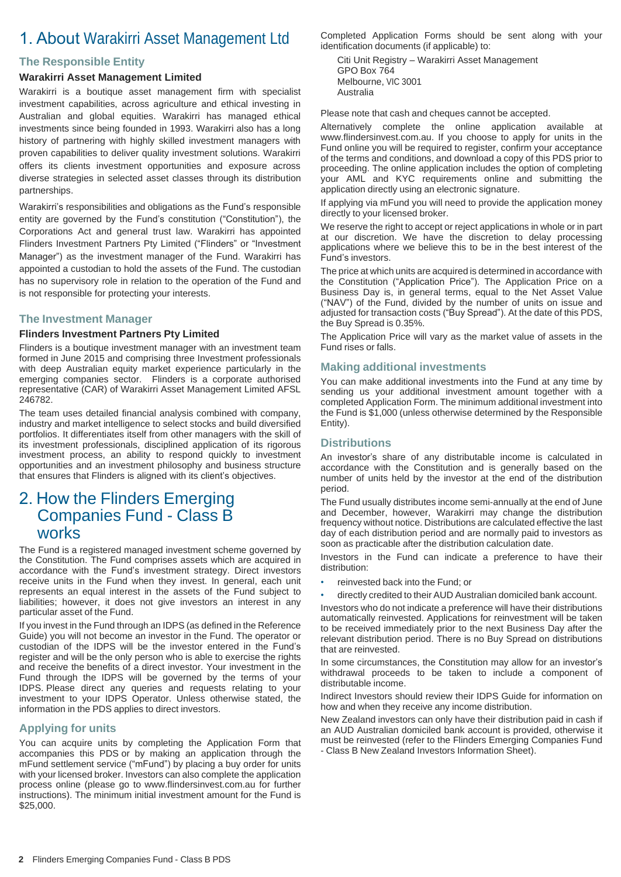# 1. About Warakirri Asset Management Ltd

## The Responsible Entity

### Warakirri Asset Management Limited

Warakirri is a boutique asset management firm with specialist investment capabilities, across agriculture and ethical investing in Australian and global equities. Warakirri has managed ethical investments since being founded in 1993. Warakirri also has a long history of partnering with highly skilled investment managers with proven capabilities to deliver quality investment solutions. Warakirri offers its clients investment opportunities and exposure across diverse strategies in selected asset classes through its distribution partnerships.

Warakirri's responsibilities and obligations as the Fund's responsible entity are governed by the Fund's constitution ("Constitution"), the Corporations Act and general trust law. Warakirri has appointed Flinders Investment Partners Pty Limited ("Flinders" or "Investment Manager") as the investment manager of the Fund. Warakirri has appointed a custodian to hold the assets of the Fund. The custodian has no supervisory role in relation to the operation of the Fund and is not responsible for protecting your interests.

## The Investment Manager

### Flinders Investment Partners Pty Limited

Flinders is a boutique investment manager with an investment team formed in June 2015 and comprising three Investment professionals with deep Australian equity market experience particularly in the emerging companies sector. Flinders is a corporate authorised representative (CAR) of Warakirri Asset Management Limited AFSL 246782.

The team uses detailed financial analysis combined with company, industry and market intelligence to select stocks and build diversified portfolios. It differentiates itself from other managers with the skill of its investment professionals, disciplined application of its rigorous investment process, an ability to respond quickly to investment opportunities and an investment philosophy and business structure that ensures that Flinders is aligned with its client's objectives.

# 2. How the Flinders Emerging Companies Fund - Class B works

The Fund is a registered managed investment scheme governed by the Constitution. The Fund comprises assets which are acquired in accordance with the Fund's investment strategy. Direct investors receive units in the Fund when they invest. In general, each unit represents an equal interest in the assets of the Fund subject to liabilities; however, it does not give investors an interest in any particular asset of the Fund.

If you invest in the Fund through an IDPS (as defined in the Reference Guide) you will not become an investor in the Fund. The operator or custodian of the IDPS will be the investor entered in the Fund's register and will be the only person who is able to exercise the rights and receive the benefits of a direct investor. Your investment in the Fund through the IDPS will be governed by the terms of your IDPS. Please direct any queries and requests relating to your investment to your IDPS Operator. Unless otherwise stated, the information in the PDS applies to direct investors.

## Applying for units

You can acquire units by completing the Application Form that accompanies this PDS or by making an application through the mFund settlement service ("mFund") by placing a buy order for units with your licensed broker. Investors can also complete the application process online (please go to www.flindersinvest.com.au for further instructions). The minimum initial investment amount for the Fund is $25,000.

Completed Application Forms should be sent along with your identification documents (if applicable) to:

Citi Unit Registry – Warakirri Asset Management
GPO Box 764
Melbourne, VIC 3001
Australia

Please note that cash and cheques cannot be accepted.

Alternatively complete the online application available at www.flindersinvest.com.au. If you choose to apply for units in the Fund online you will be required to register, confirm your acceptance of the terms and conditions, and download a copy of this PDS prior to proceeding. The online application includes the option of completing your AML and KYC requirements online and submitting the application directly using an electronic signature.

If applying via mFund you will need to provide the application money directly to your licensed broker.

We reserve the right to accept or reject applications in whole or in part at our discretion. We have the discretion to delay processing applications where we believe this to be in the best interest of the Fund's investors.

The price at which units are acquired is determined in accordance with the Constitution ("Application Price"). The Application Price on a Business Day is, in general terms, equal to the Net Asset Value ("NAV") of the Fund, divided by the number of units on issue and adjusted for transaction costs ("Buy Spread"). At the date of this PDS, the Buy Spread is 0.35%.

The Application Price will vary as the market value of assets in the Fund rises or falls.

## Making additional investments

You can make additional investments into the Fund at any time by sending us your additional investment amount together with a completed Application Form. The minimum additional investment into the Fund is $1,000 (unless otherwise determined by the Responsible Entity).

## Distributions

An investor's share of any distributable income is calculated in accordance with the Constitution and is generally based on the number of units held by the investor at the end of the distribution period.

The Fund usually distributes income semi-annually at the end of June and December, however, Warakirri may change the distribution frequency without notice. Distributions are calculated effective the last day of each distribution period and are normally paid to investors as soon as practicable after the distribution calculation date.

Investors in the Fund can indicate a preference to have their distribution:

- reinvested back into the Fund; or
- directly credited to their AUD Australian domiciled bank account.

Investors who do not indicate a preference will have their distributions automatically reinvested. Applications for reinvestment will be taken to be received immediately prior to the next Business Day after the relevant distribution period. There is no Buy Spread on distributions that are reinvested.

In some circumstances, the Constitution may allow for an investor's withdrawal proceeds to be taken to include a component of distributable income.

Indirect Investors should review their IDPS Guide for information on how and when they receive any income distribution.

New Zealand investors can only have their distribution paid in cash if an AUD Australian domiciled bank account is provided, otherwise it must be reinvested (refer to the Flinders Emerging Companies Fund - Class B New Zealand Investors Information Sheet).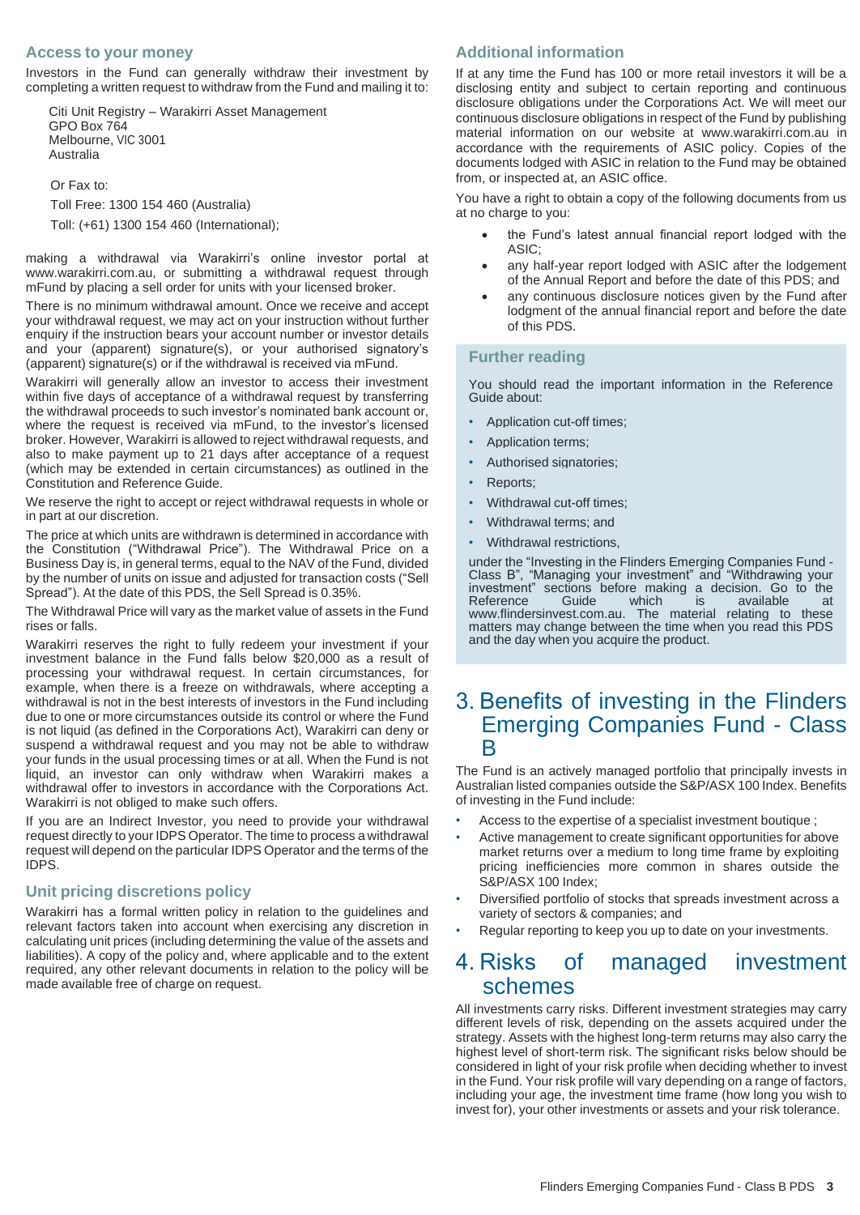## Access to your money

Investors in the Fund can generally withdraw their investment by completing a written request to withdraw from the Fund and mailing it to:

Citi Unit Registry – Warakirri Asset Management
GPO Box 764
Melbourne, VIC 3001
Australia

Or Fax to:

Toll Free: 1300 154 460 (Australia)

Toll: (+61) 1300 154 460 (International);

making a withdrawal via Warakirri's online investor portal at www.warakirri.com.au, or submitting a withdrawal request through mFund by placing a sell order for units with your licensed broker.

There is no minimum withdrawal amount. Once we receive and accept your withdrawal request, we may act on your instruction without further enquiry if the instruction bears your account number or investor details and your (apparent) signature(s), or your authorised signatory's (apparent) signature(s) or if the withdrawal is received via mFund.

Warakirri will generally allow an investor to access their investment within five days of acceptance of a withdrawal request by transferring the withdrawal proceeds to such investor's nominated bank account or, where the request is received via mFund, to the investor's licensed broker. However, Warakirri is allowed to reject withdrawal requests, and also to make payment up to 21 days after acceptance of a request (which may be extended in certain circumstances) as outlined in the Constitution and Reference Guide.

We reserve the right to accept or reject withdrawal requests in whole or in part at our discretion.

The price at which units are withdrawn is determined in accordance with the Constitution ("Withdrawal Price"). The Withdrawal Price on a Business Day is, in general terms, equal to the NAV of the Fund, divided by the number of units on issue and adjusted for transaction costs ("Sell Spread"). At the date of this PDS, the Sell Spread is 0.35%.

The Withdrawal Price will vary as the market value of assets in the Fund rises or falls.

Warakirri reserves the right to fully redeem your investment if your investment balance in the Fund falls below $20,000 as a result of processing your withdrawal request. In certain circumstances, for example, when there is a freeze on withdrawals, where accepting a withdrawal is not in the best interests of investors in the Fund including due to one or more circumstances outside its control or where the Fund is not liquid (as defined in the Corporations Act), Warakirri can deny or suspend a withdrawal request and you may not be able to withdraw your funds in the usual processing times or at all. When the Fund is not liquid, an investor can only withdraw when Warakirri makes a withdrawal offer to investors in accordance with the Corporations Act. Warakirri is not obliged to make such offers.

If you are an Indirect Investor, you need to provide your withdrawal request directly to your IDPS Operator. The time to process a withdrawal request will depend on the particular IDPS Operator and the terms of the IDPS.

## Unit pricing discretions policy

Warakirri has a formal written policy in relation to the guidelines and relevant factors taken into account when exercising any discretion in calculating unit prices (including determining the value of the assets and liabilities). A copy of the policy and, where applicable and to the extent required, any other relevant documents in relation to the policy will be made available free of charge on request.

## Additional information

If at any time the Fund has 100 or more retail investors it will be a disclosing entity and subject to certain reporting and continuous disclosure obligations under the Corporations Act. We will meet our continuous disclosure obligations in respect of the Fund by publishing material information on our website at www.warakirri.com.au in accordance with the requirements of ASIC policy. Copies of the documents lodged with ASIC in relation to the Fund may be obtained from, or inspected at, an ASIC office.

You have a right to obtain a copy of the following documents from us at no charge to you:

- the Fund's latest annual financial report lodged with the ASIC;
- any half-year report lodged with ASIC after the lodgement of the Annual Report and before the date of this PDS; and
- any continuous disclosure notices given by the Fund after lodgment of the annual financial report and before the date of this PDS.

### Further reading

You should read the important information in the Reference Guide about:

- Application cut-off times;
- Application terms;
- Authorised signatories;
- Reports;
- Withdrawal cut-off times;
- Withdrawal terms; and
- Withdrawal restrictions,

under the "Investing in the Flinders Emerging Companies Fund - Class B", "Managing your investment" and "Withdrawing your investment" sections before making a decision. Go to the Reference Guide which is available at www.flindersinvest.com.au. The material relating to these matters may change between the time when you read this PDS and the day when you acquire the product.

# 3. Benefits of investing in the Flinders Emerging Companies Fund - Class B

The Fund is an actively managed portfolio that principally invests in Australian listed companies outside the S&P/ASX 100 Index. Benefits of investing in the Fund include:

- Access to the expertise of a specialist investment boutique ;
- Active management to create significant opportunities for above market returns over a medium to long time frame by exploiting pricing inefficiencies more common in shares outside the S&P/ASX 100 Index;
- Diversified portfolio of stocks that spreads investment across a variety of sectors & companies; and
- Regular reporting to keep you up to date on your investments.

# 4. Risks of managed investment schemes

All investments carry risks. Different investment strategies may carry different levels of risk, depending on the assets acquired under the strategy. Assets with the highest long-term returns may also carry the highest level of short-term risk. The significant risks below should be considered in light of your risk profile when deciding whether to invest in the Fund. Your risk profile will vary depending on a range of factors, including your age, the investment time frame (how long you wish to invest for), your other investments or assets and your risk tolerance.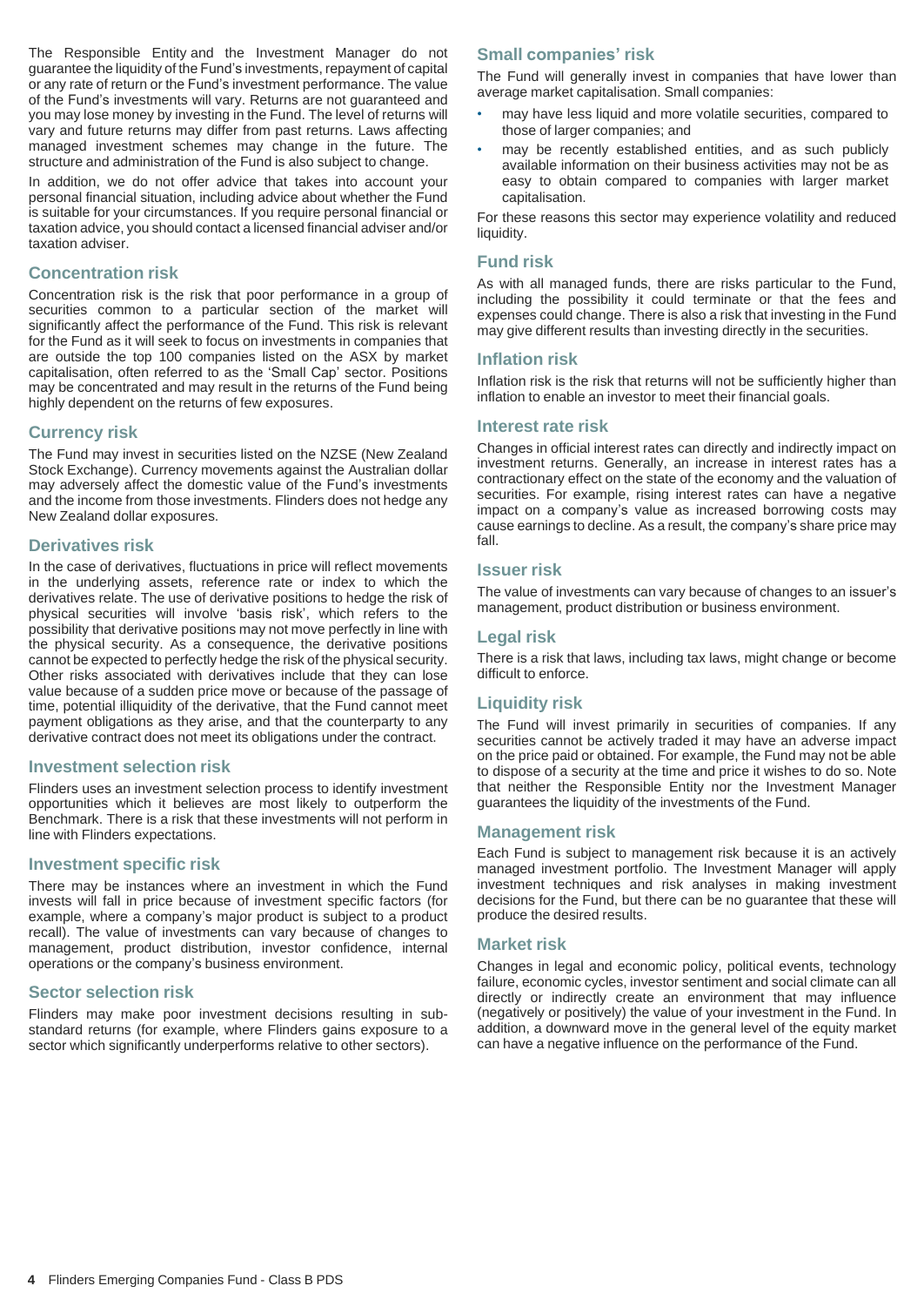The Responsible Entity and the Investment Manager do not guarantee the liquidity of the Fund's investments, repayment of capital or any rate of return or the Fund's investment performance. The value of the Fund's investments will vary. Returns are not guaranteed and you may lose money by investing in the Fund. The level of returns will vary and future returns may differ from past returns. Laws affecting managed investment schemes may change in the future. The structure and administration of the Fund is also subject to change.

In addition, we do not offer advice that takes into account your personal financial situation, including advice about whether the Fund is suitable for your circumstances. If you require personal financial or taxation advice, you should contact a licensed financial adviser and/or taxation adviser.

### Concentration risk

Concentration risk is the risk that poor performance in a group of securities common to a particular section of the market will significantly affect the performance of the Fund. This risk is relevant for the Fund as it will seek to focus on investments in companies that are outside the top 100 companies listed on the ASX by market capitalisation, often referred to as the 'Small Cap' sector. Positions may be concentrated and may result in the returns of the Fund being highly dependent on the returns of few exposures.

### Currency risk

The Fund may invest in securities listed on the NZSE (New Zealand Stock Exchange). Currency movements against the Australian dollar may adversely affect the domestic value of the Fund's investments and the income from those investments. Flinders does not hedge any New Zealand dollar exposures.

### Derivatives risk

In the case of derivatives, fluctuations in price will reflect movements in the underlying assets, reference rate or index to which the derivatives relate. The use of derivative positions to hedge the risk of physical securities will involve 'basis risk', which refers to the possibility that derivative positions may not move perfectly in line with the physical security. As a consequence, the derivative positions cannot be expected to perfectly hedge the risk of the physical security. Other risks associated with derivatives include that they can lose value because of a sudden price move or because of the passage of time, potential illiquidity of the derivative, that the Fund cannot meet payment obligations as they arise, and that the counterparty to any derivative contract does not meet its obligations under the contract.

### Investment selection risk

Flinders uses an investment selection process to identify investment opportunities which it believes are most likely to outperform the Benchmark. There is a risk that these investments will not perform in line with Flinders expectations.

### Investment specific risk

There may be instances where an investment in which the Fund invests will fall in price because of investment specific factors (for example, where a company's major product is subject to a product recall). The value of investments can vary because of changes to management, product distribution, investor confidence, internal operations or the company's business environment.

### Sector selection risk

Flinders may make poor investment decisions resulting in sub-standard returns (for example, where Flinders gains exposure to a sector which significantly underperforms relative to other sectors).

### Small companies' risk

The Fund will generally invest in companies that have lower than average market capitalisation. Small companies:

- may have less liquid and more volatile securities, compared to those of larger companies; and
- may be recently established entities, and as such publicly available information on their business activities may not be as easy to obtain compared to companies with larger market capitalisation.

For these reasons this sector may experience volatility and reduced liquidity.

### Fund risk

As with all managed funds, there are risks particular to the Fund, including the possibility it could terminate or that the fees and expenses could change. There is also a risk that investing in the Fund may give different results than investing directly in the securities.

### Inflation risk

Inflation risk is the risk that returns will not be sufficiently higher than inflation to enable an investor to meet their financial goals.

### Interest rate risk

Changes in official interest rates can directly and indirectly impact on investment returns. Generally, an increase in interest rates has a contractionary effect on the state of the economy and the valuation of securities. For example, rising interest rates can have a negative impact on a company's value as increased borrowing costs may cause earnings to decline. As a result, the company's share price may fall.

### Issuer risk

The value of investments can vary because of changes to an issuer's management, product distribution or business environment.

### Legal risk

There is a risk that laws, including tax laws, might change or become difficult to enforce.

### Liquidity risk

The Fund will invest primarily in securities of companies. If any securities cannot be actively traded it may have an adverse impact on the price paid or obtained. For example, the Fund may not be able to dispose of a security at the time and price it wishes to do so. Note that neither the Responsible Entity nor the Investment Manager guarantees the liquidity of the investments of the Fund.

### Management risk

Each Fund is subject to management risk because it is an actively managed investment portfolio. The Investment Manager will apply investment techniques and risk analyses in making investment decisions for the Fund, but there can be no guarantee that these will produce the desired results.

### Market risk

Changes in legal and economic policy, political events, technology failure, economic cycles, investor sentiment and social climate can all directly or indirectly create an environment that may influence (negatively or positively) the value of your investment in the Fund. In addition, a downward move in the general level of the equity market can have a negative influence on the performance of the Fund.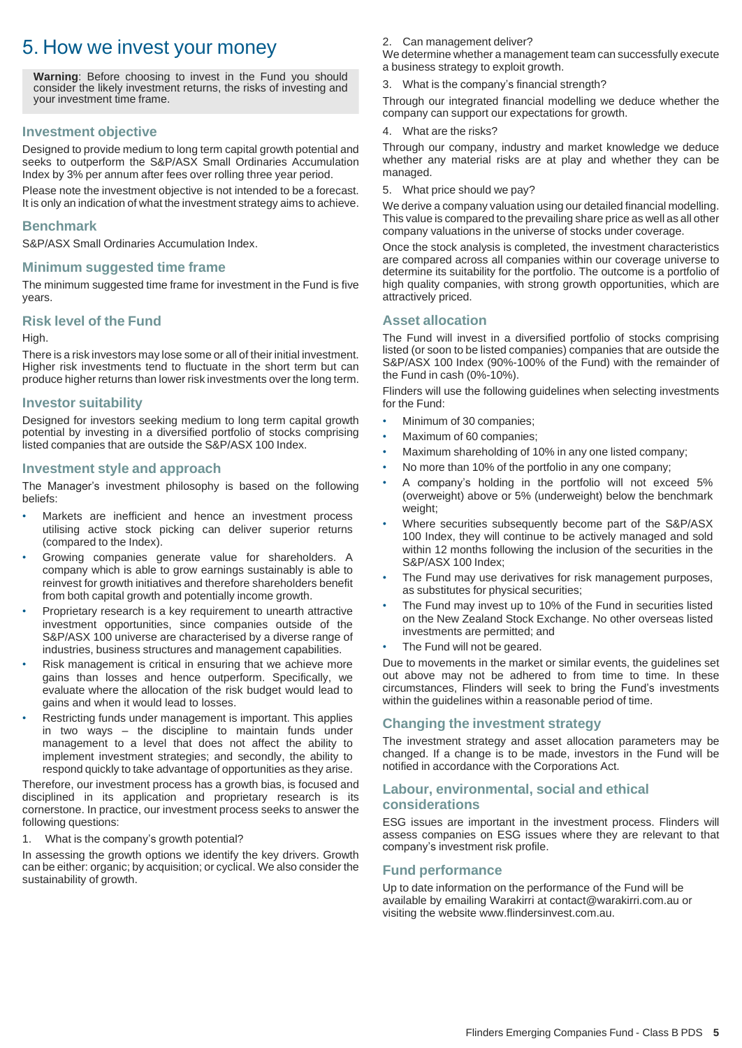# 5. How we invest your money

**Warning**: Before choosing to invest in the Fund you should consider the likely investment returns, the risks of investing and your investment time frame.

## Investment objective

Designed to provide medium to long term capital growth potential and seeks to outperform the S&P/ASX Small Ordinaries Accumulation Index by 3% per annum after fees over rolling three year period.

Please note the investment objective is not intended to be a forecast. It is only an indication of what the investment strategy aims to achieve.

## Benchmark

S&P/ASX Small Ordinaries Accumulation Index.

## Minimum suggested time frame

The minimum suggested time frame for investment in the Fund is five years.

## Risk level of the Fund

High.

There is a risk investors may lose some or all of their initial investment. Higher risk investments tend to fluctuate in the short term but can produce higher returns than lower risk investments over the long term.

## Investor suitability

Designed for investors seeking medium to long term capital growth potential by investing in a diversified portfolio of stocks comprising listed companies that are outside the S&P/ASX 100 Index.

## Investment style and approach

The Manager's investment philosophy is based on the following beliefs:

- Markets are inefficient and hence an investment process utilising active stock picking can deliver superior returns (compared to the Index).
- Growing companies generate value for shareholders. A company which is able to grow earnings sustainably is able to reinvest for growth initiatives and therefore shareholders benefit from both capital growth and potentially income growth.
- Proprietary research is a key requirement to unearth attractive investment opportunities, since companies outside of the S&P/ASX 100 universe are characterised by a diverse range of industries, business structures and management capabilities.
- Risk management is critical in ensuring that we achieve more gains than losses and hence outperform. Specifically, we evaluate where the allocation of the risk budget would lead to gains and when it would lead to losses.
- Restricting funds under management is important. This applies in two ways – the discipline to maintain funds under management to a level that does not affect the ability to implement investment strategies; and secondly, the ability to respond quickly to take advantage of opportunities as they arise.

Therefore, our investment process has a growth bias, is focused and disciplined in its application and proprietary research is its cornerstone. In practice, our investment process seeks to answer the following questions:

1. What is the company's growth potential?

In assessing the growth options we identify the key drivers. Growth can be either: organic; by acquisition; or cyclical. We also consider the sustainability of growth.

2. Can management deliver?

We determine whether a management team can successfully execute a business strategy to exploit growth.

3. What is the company's financial strength?

Through our integrated financial modelling we deduce whether the company can support our expectations for growth.

4. What are the risks?

Through our company, industry and market knowledge we deduce whether any material risks are at play and whether they can be managed.

5. What price should we pay?

We derive a company valuation using our detailed financial modelling. This value is compared to the prevailing share price as well as all other company valuations in the universe of stocks under coverage.

Once the stock analysis is completed, the investment characteristics are compared across all companies within our coverage universe to determine its suitability for the portfolio. The outcome is a portfolio of high quality companies, with strong growth opportunities, which are attractively priced.

## Asset allocation

The Fund will invest in a diversified portfolio of stocks comprising listed (or soon to be listed companies) companies that are outside the S&P/ASX 100 Index (90%-100% of the Fund) with the remainder of the Fund in cash (0%-10%).

Flinders will use the following guidelines when selecting investments for the Fund:

- Minimum of 30 companies;
- Maximum of 60 companies;
- Maximum shareholding of 10% in any one listed company;
- No more than 10% of the portfolio in any one company;
- A company's holding in the portfolio will not exceed 5% (overweight) above or 5% (underweight) below the benchmark weight;
- Where securities subsequently become part of the S&P/ASX 100 Index, they will continue to be actively managed and sold within 12 months following the inclusion of the securities in the S&P/ASX 100 Index;
- The Fund may use derivatives for risk management purposes, as substitutes for physical securities;
- The Fund may invest up to 10% of the Fund in securities listed on the New Zealand Stock Exchange. No other overseas listed investments are permitted; and
- The Fund will not be geared.

Due to movements in the market or similar events, the guidelines set out above may not be adhered to from time to time. In these circumstances, Flinders will seek to bring the Fund's investments within the guidelines within a reasonable period of time.

## Changing the investment strategy

The investment strategy and asset allocation parameters may be changed. If a change is to be made, investors in the Fund will be notified in accordance with the Corporations Act.

## Labour, environmental, social and ethical considerations

ESG issues are important in the investment process. Flinders will assess companies on ESG issues where they are relevant to that company's investment risk profile.

## Fund performance

Up to date information on the performance of the Fund will be available by emailing Warakirri at contact@warakirri.com.au or visiting the website www.flindersinvest.com.au.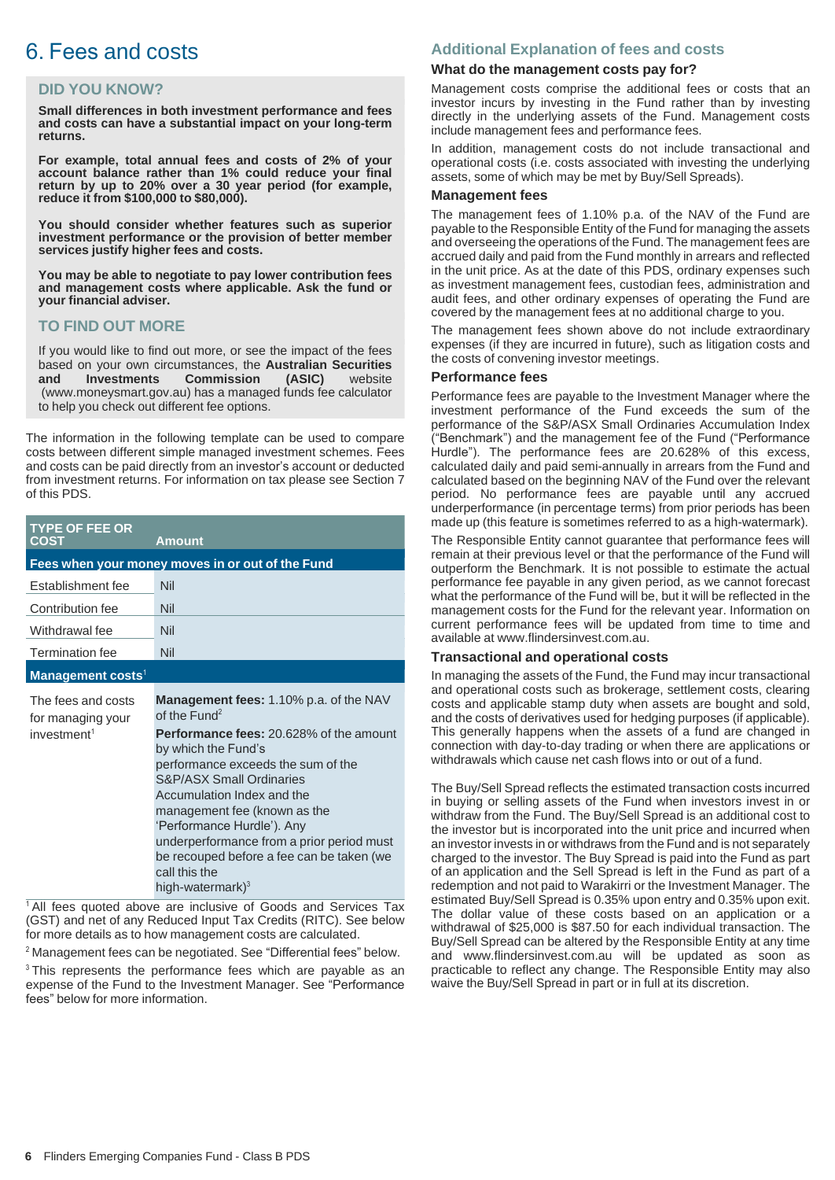# 6. Fees and costs

## DID YOU KNOW?

**Small differences in both investment performance and fees and costs can have a substantial impact on your long-term returns.**

**For example, total annual fees and costs of 2% of your account balance rather than 1% could reduce your final return by up to 20% over a 30 year period (for example, reduce it from $100,000 to $80,000).**

**You should consider whether features such as superior investment performance or the provision of better member services justify higher fees and costs.**

**You may be able to negotiate to pay lower contribution fees and management costs where applicable. Ask the fund or your financial adviser.**

## TO FIND OUT MORE

If you would like to find out more, or see the impact of the fees based on your own circumstances, the **Australian Securities and Investments Commission (ASIC)** website (www.moneysmart.gov.au) has a managed funds fee calculator to help you check out different fee options.

The information in the following template can be used to compare costs between different simple managed investment schemes. Fees and costs can be paid directly from an investor's account or deducted from investment returns. For information on tax please see Section 7 of this PDS.

| TYPE OF FEE OR COST | Amount |
|---|---|
| **Fees when your money moves in or out of the Fund** | |
| Establishment fee | Nil |
| Contribution fee | Nil |
| Withdrawal fee | Nil |
| Termination fee | Nil |
| **Management costs**[1] | |
| The fees and costs for managing your investment[1] | **Management fees:** 1.10% p.a. of the NAV of the Fund[2]<br>**Performance fees:** 20.628% of the amount by which the Fund's performance exceeds the sum of the S&P/ASX Small Ordinaries Accumulation Index and the management fee (known as the 'Performance Hurdle'). Any underperformance from a prior period must be recouped before a fee can be taken (we call this the high-watermark)[3] |

[1] All fees quoted above are inclusive of Goods and Services Tax (GST) and net of any Reduced Input Tax Credits (RITC). See below for more details as to how management costs are calculated.

[2] Management fees can be negotiated. See "Differential fees" below.

[3] This represents the performance fees which are payable as an expense of the Fund to the Investment Manager. See "Performance fees" below for more information.

## Additional Explanation of fees and costs

### What do the management costs pay for?

Management costs comprise the additional fees or costs that an investor incurs by investing in the Fund rather than by investing directly in the underlying assets of the Fund. Management costs include management fees and performance fees.

In addition, management costs do not include transactional and operational costs (i.e. costs associated with investing the underlying assets, some of which may be met by Buy/Sell Spreads).

### Management fees

The management fees of 1.10% p.a. of the NAV of the Fund are payable to the Responsible Entity of the Fund for managing the assets and overseeing the operations of the Fund. The management fees are accrued daily and paid from the Fund monthly in arrears and reflected in the unit price. As at the date of this PDS, ordinary expenses such as investment management fees, custodian fees, administration and audit fees, and other ordinary expenses of operating the Fund are covered by the management fees at no additional charge to you.

The management fees shown above do not include extraordinary expenses (if they are incurred in future), such as litigation costs and the costs of convening investor meetings.

### Performance fees

Performance fees are payable to the Investment Manager where the investment performance of the Fund exceeds the sum of the performance of the S&P/ASX Small Ordinaries Accumulation Index ("Benchmark") and the management fee of the Fund ("Performance Hurdle"). The performance fees are 20.628% of this excess, calculated daily and paid semi-annually in arrears from the Fund and calculated based on the beginning NAV of the Fund over the relevant period. No performance fees are payable until any accrued underperformance (in percentage terms) from prior periods has been made up (this feature is sometimes referred to as a high-watermark).

The Responsible Entity cannot guarantee that performance fees will remain at their previous level or that the performance of the Fund will outperform the Benchmark. It is not possible to estimate the actual performance fee payable in any given period, as we cannot forecast what the performance of the Fund will be, but it will be reflected in the management costs for the Fund for the relevant year. Information on current performance fees will be updated from time to time and available at www.flindersinvest.com.au.

### Transactional and operational costs

In managing the assets of the Fund, the Fund may incur transactional and operational costs such as brokerage, settlement costs, clearing costs and applicable stamp duty when assets are bought and sold, and the costs of derivatives used for hedging purposes (if applicable). This generally happens when the assets of a fund are changed in connection with day-to-day trading or when there are applications or withdrawals which cause net cash flows into or out of a fund.

The Buy/Sell Spread reflects the estimated transaction costs incurred in buying or selling assets of the Fund when investors invest in or withdraw from the Fund. The Buy/Sell Spread is an additional cost to the investor but is incorporated into the unit price and incurred when an investor invests in or withdraws from the Fund and is not separately charged to the investor. The Buy Spread is paid into the Fund as part of an application and the Sell Spread is left in the Fund as part of a redemption and not paid to Warakirri or the Investment Manager. The estimated Buy/Sell Spread is 0.35% upon entry and 0.35% upon exit. The dollar value of these costs based on an application or a withdrawal of $25,000 is $87.50 for each individual transaction. The Buy/Sell Spread can be altered by the Responsible Entity at any time and www.flindersinvest.com.au will be updated as soon as practicable to reflect any change. The Responsible Entity may also waive the Buy/Sell Spread in part or in full at its discretion.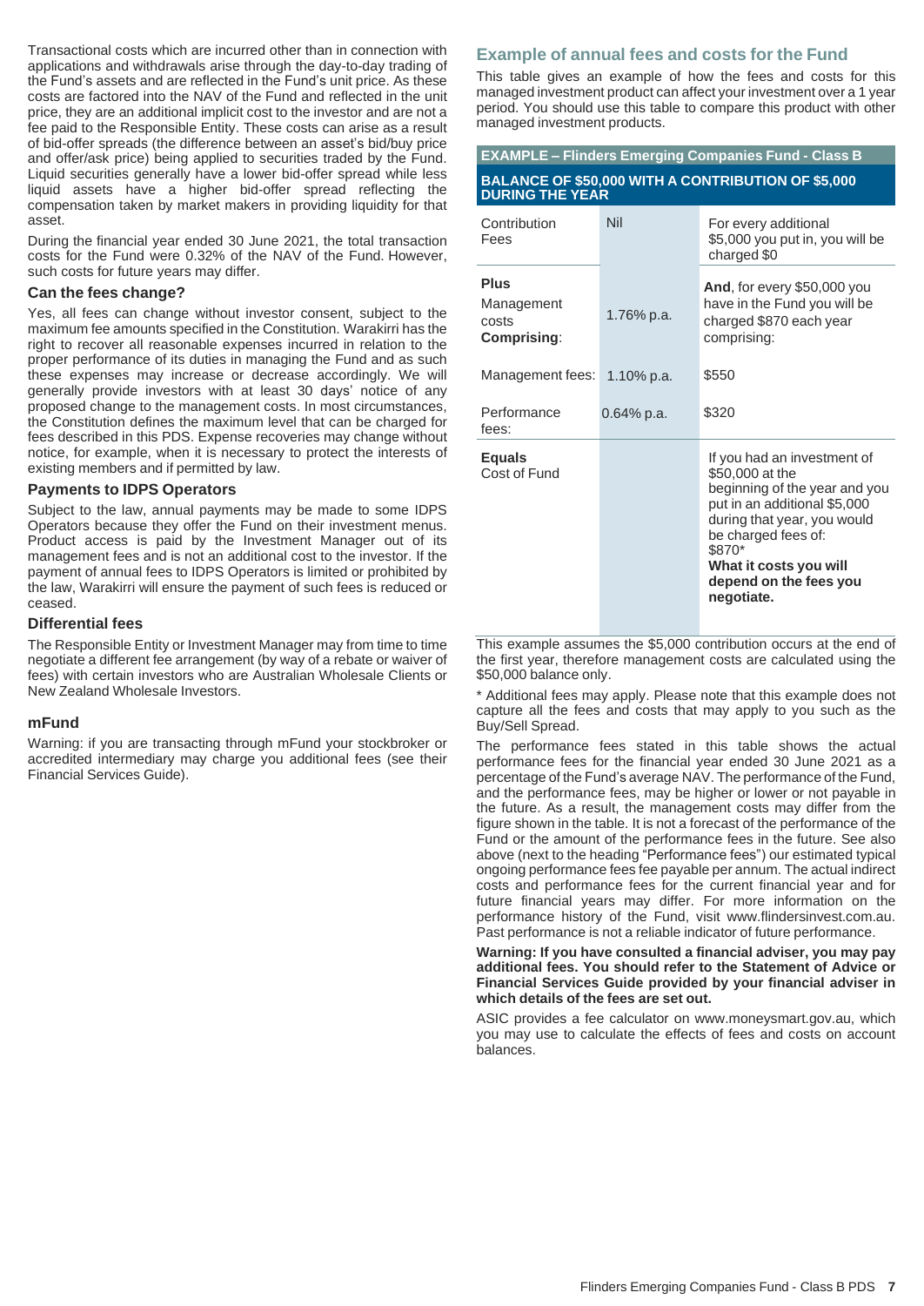Transactional costs which are incurred other than in connection with applications and withdrawals arise through the day-to-day trading of the Fund's assets and are reflected in the Fund's unit price. As these costs are factored into the NAV of the Fund and reflected in the unit price, they are an additional implicit cost to the investor and are not a fee paid to the Responsible Entity. These costs can arise as a result of bid-offer spreads (the difference between an asset's bid/buy price and offer/ask price) being applied to securities traded by the Fund. Liquid securities generally have a lower bid-offer spread while less liquid assets have a higher bid-offer spread reflecting the compensation taken by market makers in providing liquidity for that asset.

During the financial year ended 30 June 2021, the total transaction costs for the Fund were 0.32% of the NAV of the Fund. However, such costs for future years may differ.

### Can the fees change?

Yes, all fees can change without investor consent, subject to the maximum fee amounts specified in the Constitution. Warakirri has the right to recover all reasonable expenses incurred in relation to the proper performance of its duties in managing the Fund and as such these expenses may increase or decrease accordingly. We will generally provide investors with at least 30 days' notice of any proposed change to the management costs. In most circumstances, the Constitution defines the maximum level that can be charged for fees described in this PDS. Expense recoveries may change without notice, for example, when it is necessary to protect the interests of existing members and if permitted by law.

### Payments to IDPS Operators

Subject to the law, annual payments may be made to some IDPS Operators because they offer the Fund on their investment menus. Product access is paid by the Investment Manager out of its management fees and is not an additional cost to the investor. If the payment of annual fees to IDPS Operators is limited or prohibited by the law, Warakirri will ensure the payment of such fees is reduced or ceased.

### Differential fees

The Responsible Entity or Investment Manager may from time to time negotiate a different fee arrangement (by way of a rebate or waiver of fees) with certain investors who are Australian Wholesale Clients or New Zealand Wholesale Investors.

### mFund

Warning: if you are transacting through mFund your stockbroker or accredited intermediary may charge you additional fees (see their Financial Services Guide).

## Example of annual fees and costs for the Fund

This table gives an example of how the fees and costs for this managed investment product can affect your investment over a 1 year period. You should use this table to compare this product with other managed investment products.

| EXAMPLE – Flinders Emerging Companies Fund - Class B | | |
|---|---|---|
| **BALANCE OF $50,000 WITH A CONTRIBUTION OF $5,000 DURING THE YEAR** | | |
| Contribution Fees | Nil | For every additional $5,000 you put in, you will be charged $0 |
| **Plus** Management costs **Comprising**: | 1.76% p.a. | **And**, for every $50,000 you have in the Fund you will be charged $870 each year comprising: |
| Management fees: | 1.10% p.a. | $550 |
| Performance fees: | 0.64% p.a. | $320 |
| **Equals** Cost of Fund | | If you had an investment of $50,000 at the beginning of the year and you put in an additional $5,000 during that year, you would be charged fees of: $870* **What it costs you will depend on the fees you negotiate.** |

This example assumes the $5,000 contribution occurs at the end of the first year, therefore management costs are calculated using the $50,000 balance only.

* Additional fees may apply. Please note that this example does not capture all the fees and costs that may apply to you such as the Buy/Sell Spread.

The performance fees stated in this table shows the actual performance fees for the financial year ended 30 June 2021 as a percentage of the Fund's average NAV. The performance of the Fund, and the performance fees, may be higher or lower or not payable in the future. As a result, the management costs may differ from the figure shown in the table. It is not a forecast of the performance of the Fund or the amount of the performance fees in the future. See also above (next to the heading "Performance fees") our estimated typical ongoing performance fees fee payable per annum. The actual indirect costs and performance fees for the current financial year and for future financial years may differ. For more information on the performance history of the Fund, visit www.flindersinvest.com.au. Past performance is not a reliable indicator of future performance.

**Warning: If you have consulted a financial adviser, you may pay additional fees. You should refer to the Statement of Advice or Financial Services Guide provided by your financial adviser in which details of the fees are set out.**

ASIC provides a fee calculator on www.moneysmart.gov.au, which you may use to calculate the effects of fees and costs on account balances.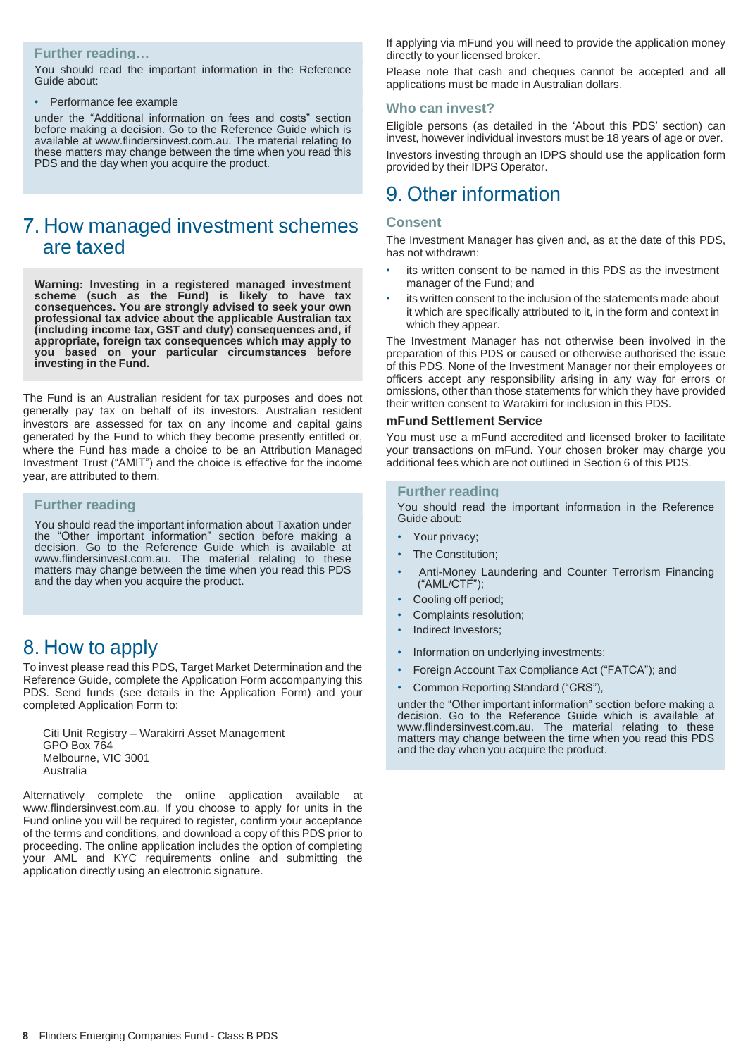### Further reading…

You should read the important information in the Reference Guide about:

- Performance fee example

under the "Additional information on fees and costs" section before making a decision. Go to the Reference Guide which is available at www.flindersinvest.com.au. The material relating to these matters may change between the time when you read this PDS and the day when you acquire the product.

## 7. How managed investment schemes are taxed

**Warning: Investing in a registered managed investment scheme (such as the Fund) is likely to have tax consequences. You are strongly advised to seek your own professional tax advice about the applicable Australian tax (including income tax, GST and duty) consequences and, if appropriate, foreign tax consequences which may apply to you based on your particular circumstances before investing in the Fund.**

The Fund is an Australian resident for tax purposes and does not generally pay tax on behalf of its investors. Australian resident investors are assessed for tax on any income and capital gains generated by the Fund to which they become presently entitled or, where the Fund has made a choice to be an Attribution Managed Investment Trust ("AMIT") and the choice is effective for the income year, are attributed to them.

### Further reading

You should read the important information about Taxation under the "Other important information" section before making a decision. Go to the Reference Guide which is available at www.flindersinvest.com.au. The material relating to these matters may change between the time when you read this PDS and the day when you acquire the product.

## 8. How to apply

To invest please read this PDS, Target Market Determination and the Reference Guide, complete the Application Form accompanying this PDS. Send funds (see details in the Application Form) and your completed Application Form to:

Citi Unit Registry – Warakirri Asset Management
GPO Box 764
Melbourne, VIC 3001
Australia

Alternatively complete the online application available at www.flindersinvest.com.au. If you choose to apply for units in the Fund online you will be required to register, confirm your acceptance of the terms and conditions, and download a copy of this PDS prior to proceeding. The online application includes the option of completing your AML and KYC requirements online and submitting the application directly using an electronic signature.

If applying via mFund you will need to provide the application money directly to your licensed broker.

Please note that cash and cheques cannot be accepted and all applications must be made in Australian dollars.

### Who can invest?

Eligible persons (as detailed in the 'About this PDS' section) can invest, however individual investors must be 18 years of age or over.

Investors investing through an IDPS should use the application form provided by their IDPS Operator.

## 9. Other information

### Consent

The Investment Manager has given and, as at the date of this PDS, has not withdrawn:

- its written consent to be named in this PDS as the investment manager of the Fund; and
- its written consent to the inclusion of the statements made about it which are specifically attributed to it, in the form and context in which they appear.

The Investment Manager has not otherwise been involved in the preparation of this PDS or caused or otherwise authorised the issue of this PDS. None of the Investment Manager nor their employees or officers accept any responsibility arising in any way for errors or omissions, other than those statements for which they have provided their written consent to Warakirri for inclusion in this PDS.

### mFund Settlement Service

You must use a mFund accredited and licensed broker to facilitate your transactions on mFund. Your chosen broker may charge you additional fees which are not outlined in Section 6 of this PDS.

### Further reading

You should read the important information in the Reference Guide about:

- Your privacy;
- The Constitution;
- Anti-Money Laundering and Counter Terrorism Financing ("AML/CTF");
- Cooling off period;
- Complaints resolution;
- Indirect Investors;
- Information on underlying investments;
- Foreign Account Tax Compliance Act ("FATCA"); and
- Common Reporting Standard ("CRS"),

under the "Other important information" section before making a decision. Go to the Reference Guide which is available at www.flindersinvest.com.au. The material relating to these matters may change between the time when you read this PDS and the day when you acquire the product.